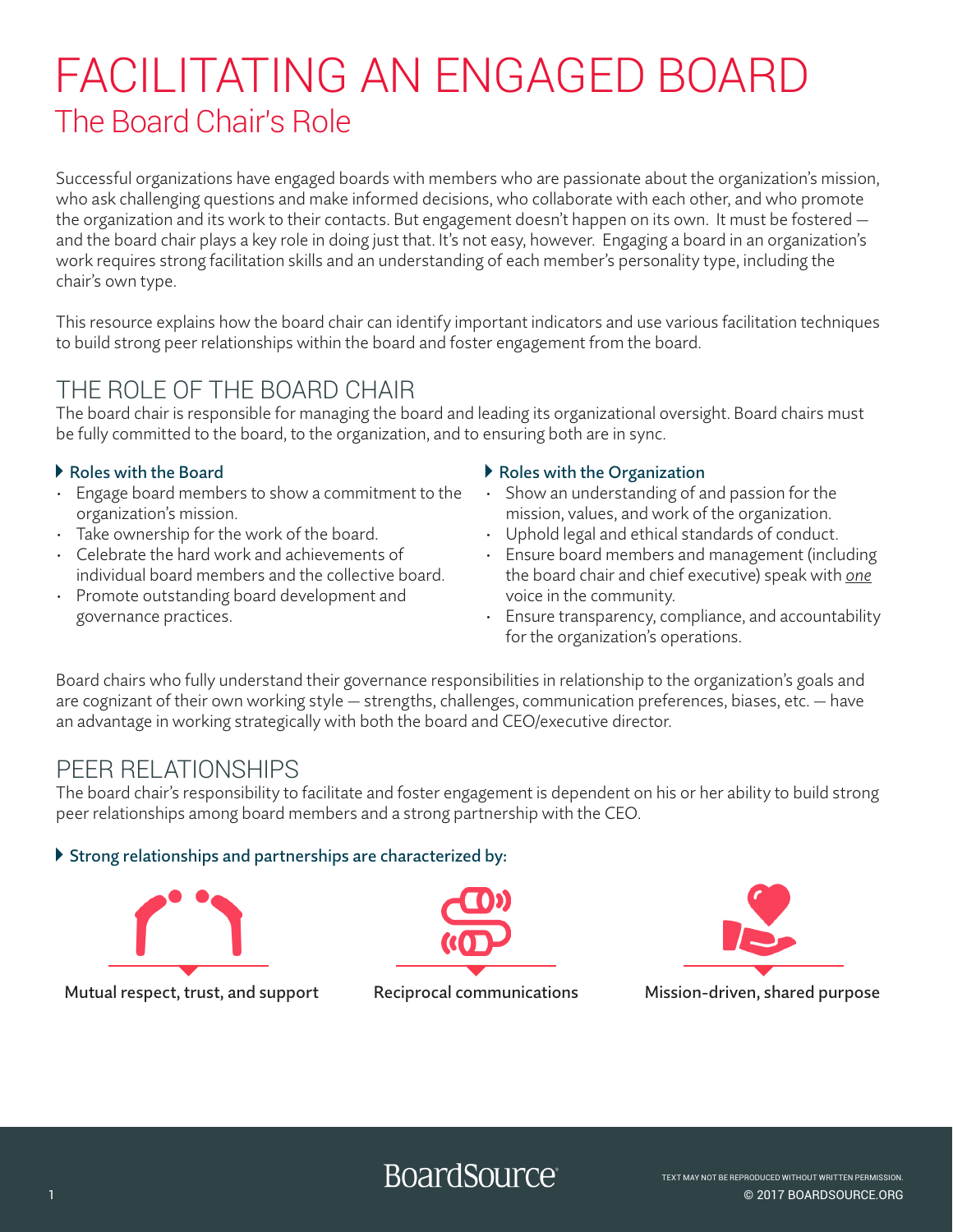# FACILITATING AN ENGAGED BOARD

## The Board Chair's Role

Successful organizations have engaged boards with members who are passionate about the organization's mission, who ask challenging questions and make informed decisions, who collaborate with each other, and who promote the organization and its work to their contacts. But engagement doesn't happen on its own. It must be fostered — and the board chair plays a key role in doing just that. It's not easy, however. Engaging a board in an organization's work requires strong facilitation skills and an understanding of each member's personality type, including the chair's own type.

This resource explains how the board chair can identify important indicators and use various facilitation techniques to build strong peer relationships within the board and foster engagement from the board.

## THE ROLE OF THE BOARD CHAIR

The board chair is responsible for managing the board and leading its organizational oversight. Board chairs must be fully committed to the board, to the organization, and to ensuring both are in sync.

### Roles with the Board

- Engage board members to show a commitment to the organization's mission.
- Take ownership for the work of the board.
- Celebrate the hard work and achievements of individual board members and the collective board.
- Promote outstanding board development and governance practices.

### Roles with the Organization

- Show an understanding of and passion for the mission, values, and work of the organization.
- Uphold legal and ethical standards of conduct.
- Ensure board members and management (including the board chair and chief executive) speak with *one* voice in the community.
- Ensure transparency, compliance, and accountability for the organization's operations.

Board chairs who fully understand their governance responsibilities in relationship to the organization's goals and are cognizant of their own working style — strengths, challenges, communication preferences, biases, etc. — have an advantage in working strategically with both the board and CEO/executive director.

## PEER RELATIONSHIPS

The board chair's responsibility to facilitate and foster engagement is dependent on his or her ability to build strong peer relationships among board members and a strong partnership with the CEO.

### Strong relationships and partnerships are characterized by:

- Mutual respect, trust, and support
- Reciprocal communications
- Mission-driven, shared purpose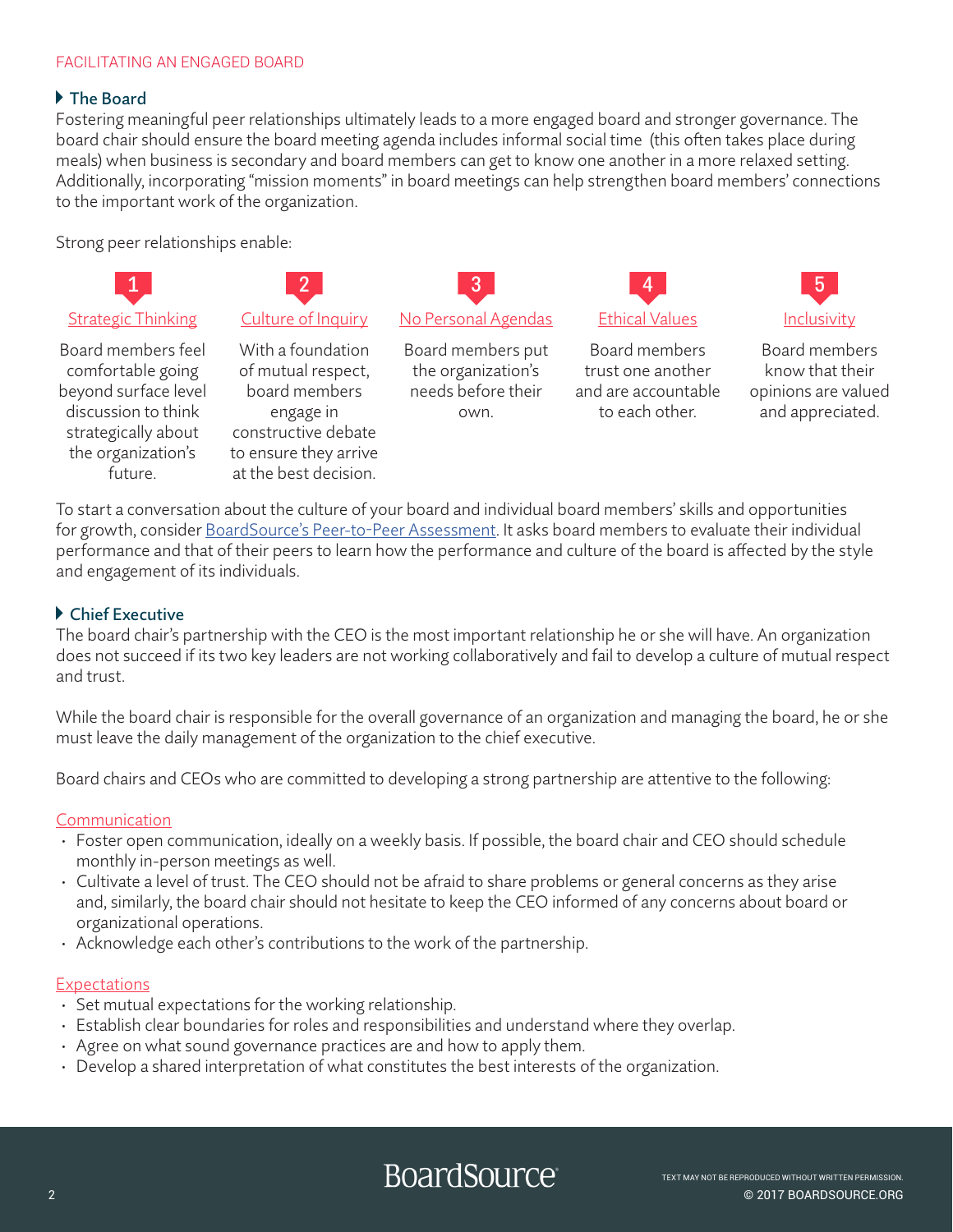FACILITATING AN ENGAGED BOARD

### The Board

Fostering meaningful peer relationships ultimately leads to a more engaged board and stronger governance. The board chair should ensure the board meeting agenda includes informal social time (this often takes place during meals) when business is secondary and board members can get to know one another in a more relaxed setting. Additionally, incorporating "mission moments" in board meetings can help strengthen board members' connections to the important work of the organization.

Strong peer relationships enable:

1. **Strategic Thinking** — Board members feel comfortable going beyond surface level discussion to think strategically about the organization's future.
2. **Culture of Inquiry** — With a foundation of mutual respect, board members engage in constructive debate to ensure they arrive at the best decision.
3. **No Personal Agendas** — Board members put the organization's needs before their own.
4. **Ethical Values** — Board members trust one another and are accountable to each other.
5. **Inclusivity** — Board members know that their opinions are valued and appreciated.

To start a conversation about the culture of your board and individual board members' skills and opportunities for growth, consider BoardSource's Peer-to-Peer Assessment. It asks board members to evaluate their individual performance and that of their peers to learn how the performance and culture of the board is affected by the style and engagement of its individuals.

### Chief Executive

The board chair's partnership with the CEO is the most important relationship he or she will have. An organization does not succeed if its two key leaders are not working collaboratively and fail to develop a culture of mutual respect and trust.

While the board chair is responsible for the overall governance of an organization and managing the board, he or she must leave the daily management of the organization to the chief executive.

Board chairs and CEOs who are committed to developing a strong partnership are attentive to the following:

**Communication**

- Foster open communication, ideally on a weekly basis. If possible, the board chair and CEO should schedule monthly in-person meetings as well.
- Cultivate a level of trust. The CEO should not be afraid to share problems or general concerns as they arise and, similarly, the board chair should not hesitate to keep the CEO informed of any concerns about board or organizational operations.
- Acknowledge each other's contributions to the work of the partnership.

**Expectations**

- Set mutual expectations for the working relationship.
- Establish clear boundaries for roles and responsibilities and understand where they overlap.
- Agree on what sound governance practices are and how to apply them.
- Develop a shared interpretation of what constitutes the best interests of the organization.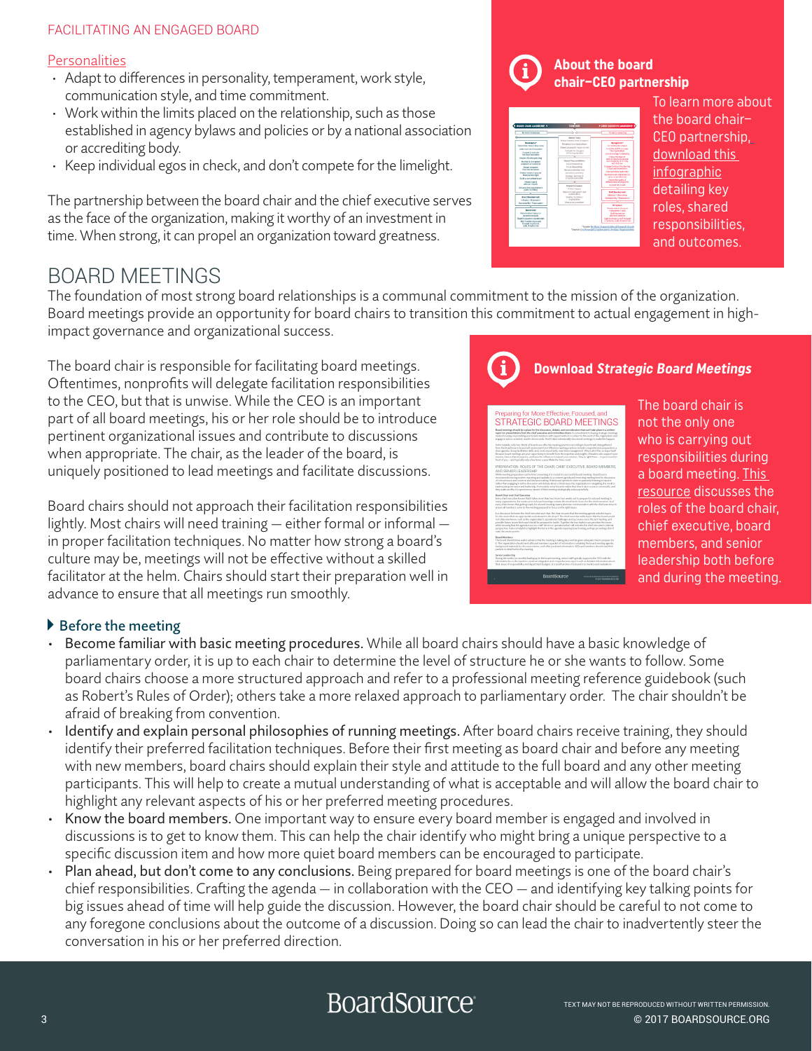## Personalities

- Adapt to differences in personality, temperament, work style, communication style, and time commitment.
- Work within the limits placed on the relationship, such as those established in agency bylaws and policies or by a national association or accrediting body.
- Keep individual egos in check, and don't compete for the limelight.

The partnership between the board chair and the chief executive serves as the face of the organization, making it worthy of an investment in time. When strong, it can propel an organization toward greatness.

**About the board chair–CEO partnership**

To learn more about the board chair–CEO partnership, download this infographic detailing key roles, shared responsibilities, and outcomes.

# BOARD MEETINGS

The foundation of most strong board relationships is a communal commitment to the mission of the organization. Board meetings provide an opportunity for board chairs to transition this commitment to actual engagement in high-impact governance and organizational success.

The board chair is responsible for facilitating board meetings. Oftentimes, nonprofits will delegate facilitation responsibilities to the CEO, but that is unwise. While the CEO is an important part of all board meetings, his or her role should be to introduce pertinent organizational issues and contribute to discussions when appropriate. The chair, as the leader of the board, is uniquely positioned to lead meetings and facilitate discussions.

Board chairs should not approach their facilitation responsibilities lightly. Most chairs will need training — either formal or informal — in proper facilitation techniques. No matter how strong a board's culture may be, meetings will not be effective without a skilled facilitator at the helm. Chairs should start their preparation well in advance to ensure that all meetings run smoothly.

**Download *Strategic Board Meetings***

The board chair is not the only one who is carrying out responsibilities during a board meeting. This resource discusses the roles of the board chair, chief executive, board members, and senior leadership both before and during the meeting.

### Before the meeting

- Become familiar with basic meeting procedures. While all board chairs should have a basic knowledge of parliamentary order, it is up to each chair to determine the level of structure he or she wants to follow. Some board chairs choose a more structured approach and refer to a professional meeting reference guidebook (such as Robert's Rules of Order); others take a more relaxed approach to parliamentary order. The chair shouldn't be afraid of breaking from convention.
- Identify and explain personal philosophies of running meetings. After board chairs receive training, they should identify their preferred facilitation techniques. Before their first meeting as board chair and before any meeting with new members, board chairs should explain their style and attitude to the full board and any other meeting participants. This will help to create a mutual understanding of what is acceptable and will allow the board chair to highlight any relevant aspects of his or her preferred meeting procedures.
- Know the board members. One important way to ensure every board member is engaged and involved in discussions is to get to know them. This can help the chair identify who might bring a unique perspective to a specific discussion item and how more quiet board members can be encouraged to participate.
- Plan ahead, but don't come to any conclusions. Being prepared for board meetings is one of the board chair's chief responsibilities. Crafting the agenda — in collaboration with the CEO — and identifying key talking points for big issues ahead of time will help guide the discussion. However, the board chair should be careful to not come to any foregone conclusions about the outcome of a discussion. Doing so can lead the chair to inadvertently steer the conversation in his or her preferred direction.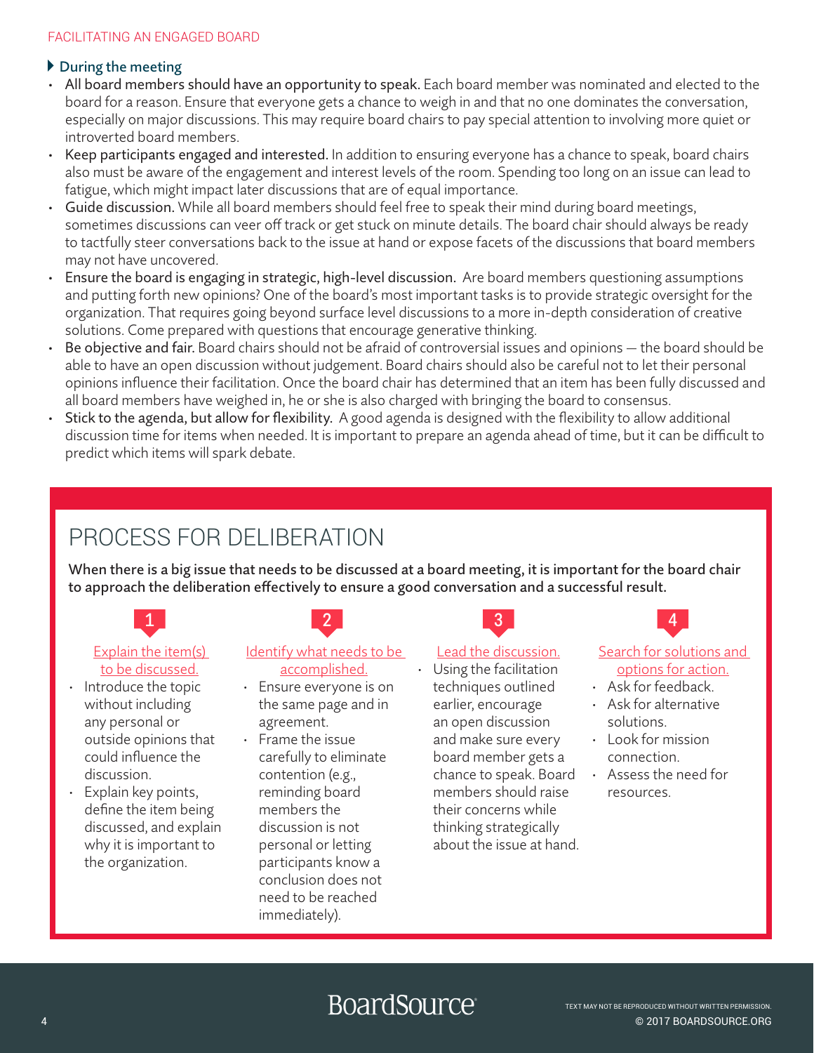### During the meeting

- **All board members should have an opportunity to speak.** Each board member was nominated and elected to the board for a reason. Ensure that everyone gets a chance to weigh in and that no one dominates the conversation, especially on major discussions. This may require board chairs to pay special attention to involving more quiet or introverted board members.
- **Keep participants engaged and interested.** In addition to ensuring everyone has a chance to speak, board chairs also must be aware of the engagement and interest levels of the room. Spending too long on an issue can lead to fatigue, which might impact later discussions that are of equal importance.
- **Guide discussion.** While all board members should feel free to speak their mind during board meetings, sometimes discussions can veer off track or get stuck on minute details. The board chair should always be ready to tactfully steer conversations back to the issue at hand or expose facets of the discussions that board members may not have uncovered.
- **Ensure the board is engaging in strategic, high-level discussion.** Are board members questioning assumptions and putting forth new opinions? One of the board's most important tasks is to provide strategic oversight for the organization. That requires going beyond surface level discussions to a more in-depth consideration of creative solutions. Come prepared with questions that encourage generative thinking.
- **Be objective and fair.** Board chairs should not be afraid of controversial issues and opinions — the board should be able to have an open discussion without judgement. Board chairs should also be careful not to let their personal opinions influence their facilitation. Once the board chair has determined that an item has been fully discussed and all board members have weighed in, he or she is also charged with bringing the board to consensus.
- **Stick to the agenda, but allow for flexibility.** A good agenda is designed with the flexibility to allow additional discussion time for items when needed. It is important to prepare an agenda ahead of time, but it can be difficult to predict which items will spark debate.

## PROCESS FOR DELIBERATION

**When there is a big issue that needs to be discussed at a board meeting, it is important for the board chair to approach the deliberation effectively to ensure a good conversation and a successful result.**

**1. Explain the item(s) to be discussed.**

- Introduce the topic without including any personal or outside opinions that could influence the discussion.
- Explain key points, define the item being discussed, and explain why it is important to the organization.

**2. Identify what needs to be accomplished.**

- Ensure everyone is on the same page and in agreement.
- Frame the issue carefully to eliminate contention (e.g., reminding board members the discussion is not personal or letting participants know a conclusion does not need to be reached immediately).

**3. Lead the discussion.**

- Using the facilitation techniques outlined earlier, encourage an open discussion and make sure every board member gets a chance to speak. Board members should raise their concerns while thinking strategically about the issue at hand.

**4. Search for solutions and options for action.**

- Ask for feedback.
- Ask for alternative solutions.
- Look for mission connection.
- Assess the need for resources.

BoardSource

TEXT MAY NOT BE REPRODUCED WITHOUT WRITTEN PERMISSION.
© 2017 BOARDSOURCE.ORG